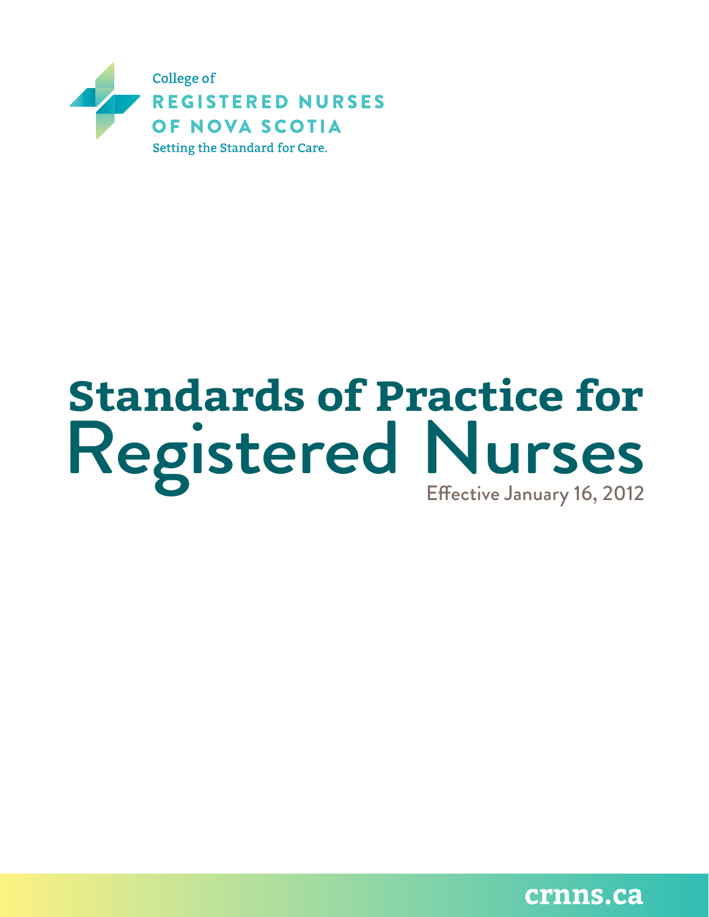College of
REGISTERED NURSES
OF NOVA SCOTIA
Setting the Standard for Care.

# Standards of Practice for Registered Nurses

Effective January 16, 2012

crnns.ca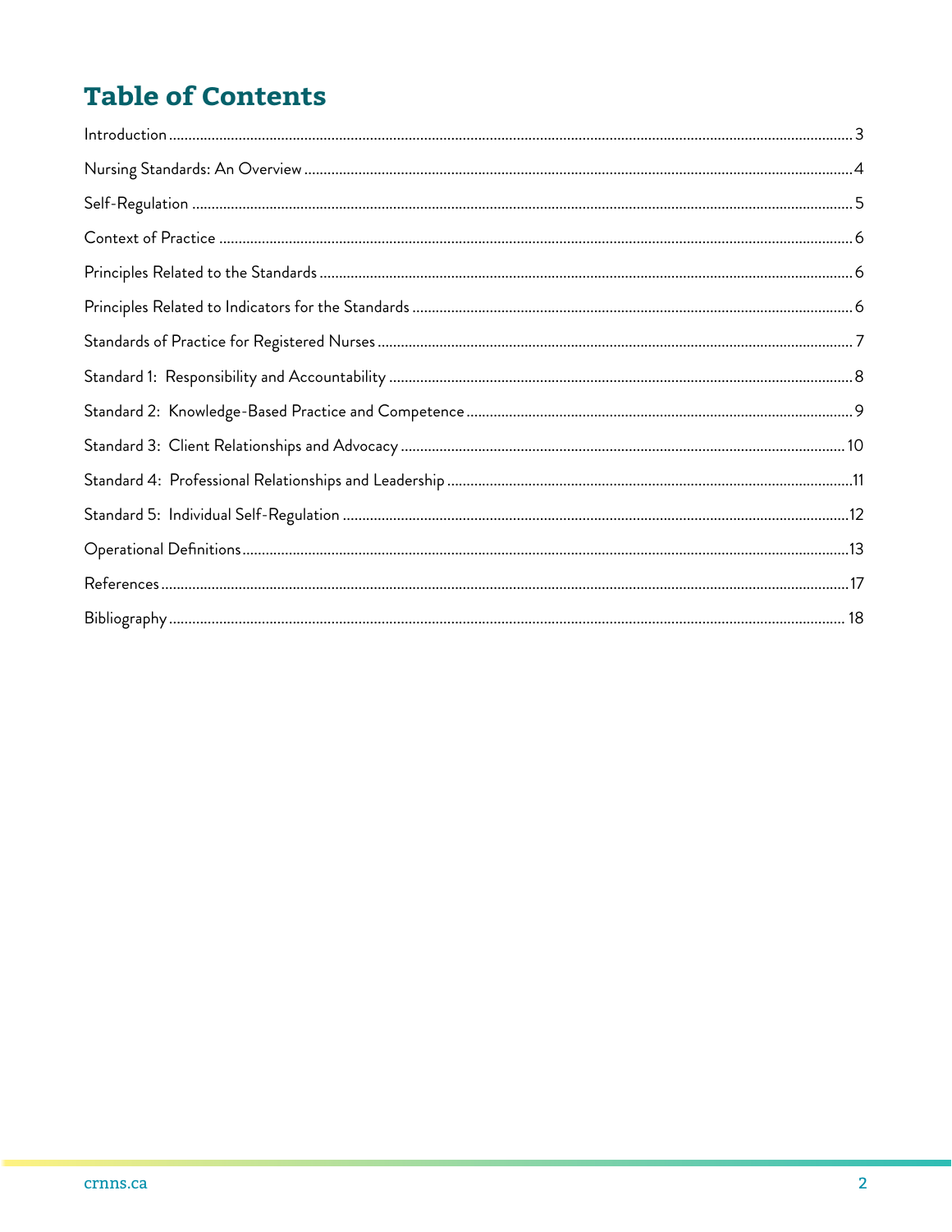# Table of Contents

Introduction .......... 3

Nursing Standards: An Overview .......... 4

Self-Regulation .......... 5

Context of Practice .......... 6

Principles Related to the Standards .......... 6

Principles Related to Indicators for the Standards .......... 6

Standards of Practice for Registered Nurses .......... 7

Standard 1: Responsibility and Accountability .......... 8

Standard 2: Knowledge-Based Practice and Competence .......... 9

Standard 3: Client Relationships and Advocacy .......... 10

Standard 4: Professional Relationships and Leadership .......... 11

Standard 5: Individual Self-Regulation .......... 12

Operational Definitions .......... 13

References .......... 17

Bibliography .......... 18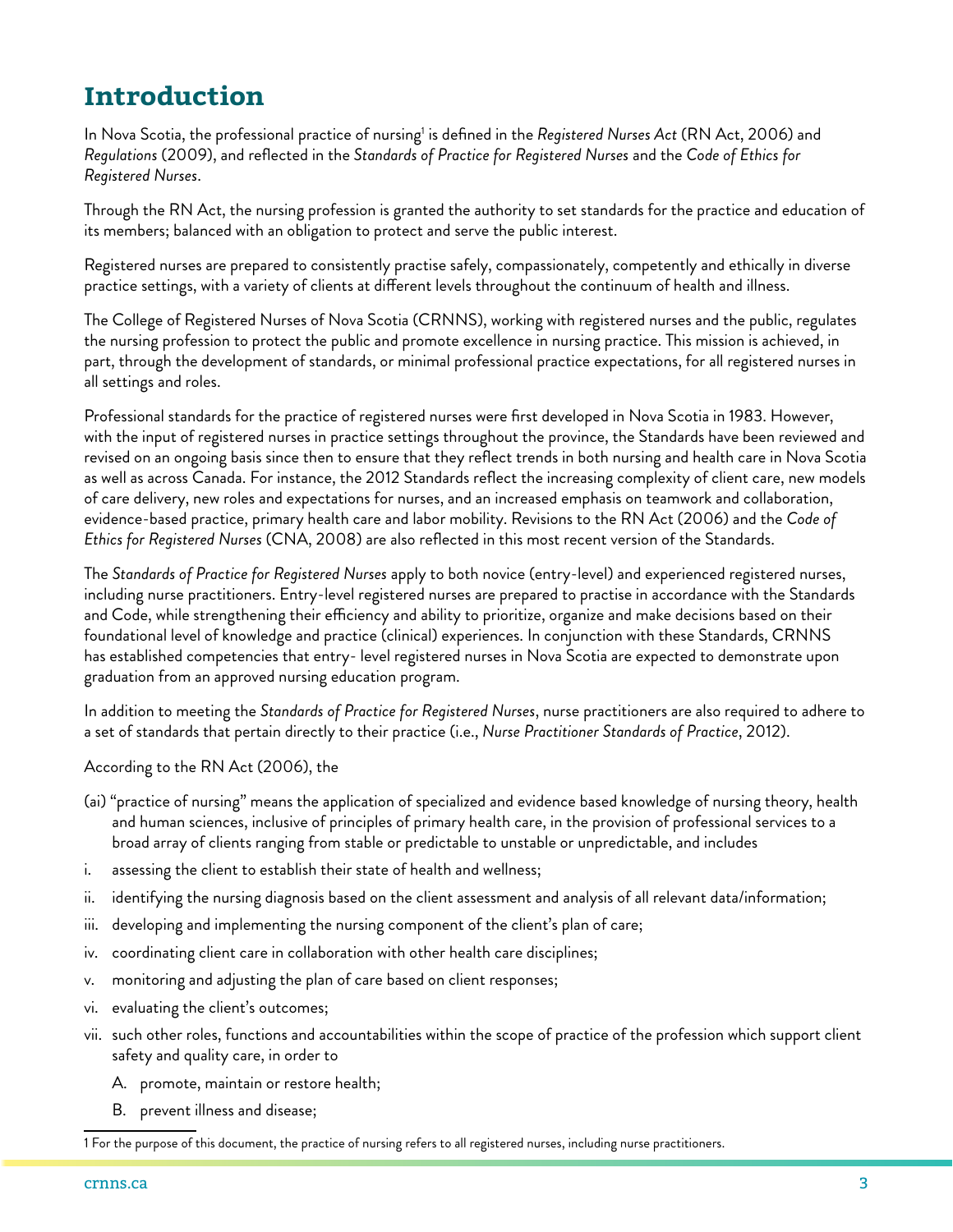# Introduction

In Nova Scotia, the professional practice of nursing[1] is defined in the *Registered Nurses Act* (RN Act, 2006) and *Regulations* (2009), and reflected in the *Standards of Practice for Registered Nurses* and the *Code of Ethics for Registered Nurses*.

Through the RN Act, the nursing profession is granted the authority to set standards for the practice and education of its members; balanced with an obligation to protect and serve the public interest.

Registered nurses are prepared to consistently practise safely, compassionately, competently and ethically in diverse practice settings, with a variety of clients at different levels throughout the continuum of health and illness.

The College of Registered Nurses of Nova Scotia (CRNNS), working with registered nurses and the public, regulates the nursing profession to protect the public and promote excellence in nursing practice. This mission is achieved, in part, through the development of standards, or minimal professional practice expectations, for all registered nurses in all settings and roles.

Professional standards for the practice of registered nurses were first developed in Nova Scotia in 1983. However, with the input of registered nurses in practice settings throughout the province, the Standards have been reviewed and revised on an ongoing basis since then to ensure that they reflect trends in both nursing and health care in Nova Scotia as well as across Canada. For instance, the 2012 Standards reflect the increasing complexity of client care, new models of care delivery, new roles and expectations for nurses, and an increased emphasis on teamwork and collaboration, evidence-based practice, primary health care and labor mobility. Revisions to the RN Act (2006) and the *Code of Ethics for Registered Nurses* (CNA, 2008) are also reflected in this most recent version of the Standards.

The *Standards of Practice for Registered Nurses* apply to both novice (entry-level) and experienced registered nurses, including nurse practitioners. Entry-level registered nurses are prepared to practise in accordance with the Standards and Code, while strengthening their efficiency and ability to prioritize, organize and make decisions based on their foundational level of knowledge and practice (clinical) experiences. In conjunction with these Standards, CRNNS has established competencies that entry- level registered nurses in Nova Scotia are expected to demonstrate upon graduation from an approved nursing education program.

In addition to meeting the *Standards of Practice for Registered Nurses*, nurse practitioners are also required to adhere to a set of standards that pertain directly to their practice (i.e., *Nurse Practitioner Standards of Practice*, 2012).

According to the RN Act (2006), the

(ai) "practice of nursing" means the application of specialized and evidence based knowledge of nursing theory, health and human sciences, inclusive of principles of primary health care, in the provision of professional services to a broad array of clients ranging from stable or predictable to unstable or unpredictable, and includes

i. assessing the client to establish their state of health and wellness;
ii. identifying the nursing diagnosis based on the client assessment and analysis of all relevant data/information;
iii. developing and implementing the nursing component of the client's plan of care;
iv. coordinating client care in collaboration with other health care disciplines;
v. monitoring and adjusting the plan of care based on client responses;
vi. evaluating the client's outcomes;
vii. such other roles, functions and accountabilities within the scope of practice of the profession which support client safety and quality care, in order to
    A. promote, maintain or restore health;
    B. prevent illness and disease;

1 For the purpose of this document, the practice of nursing refers to all registered nurses, including nurse practitioners.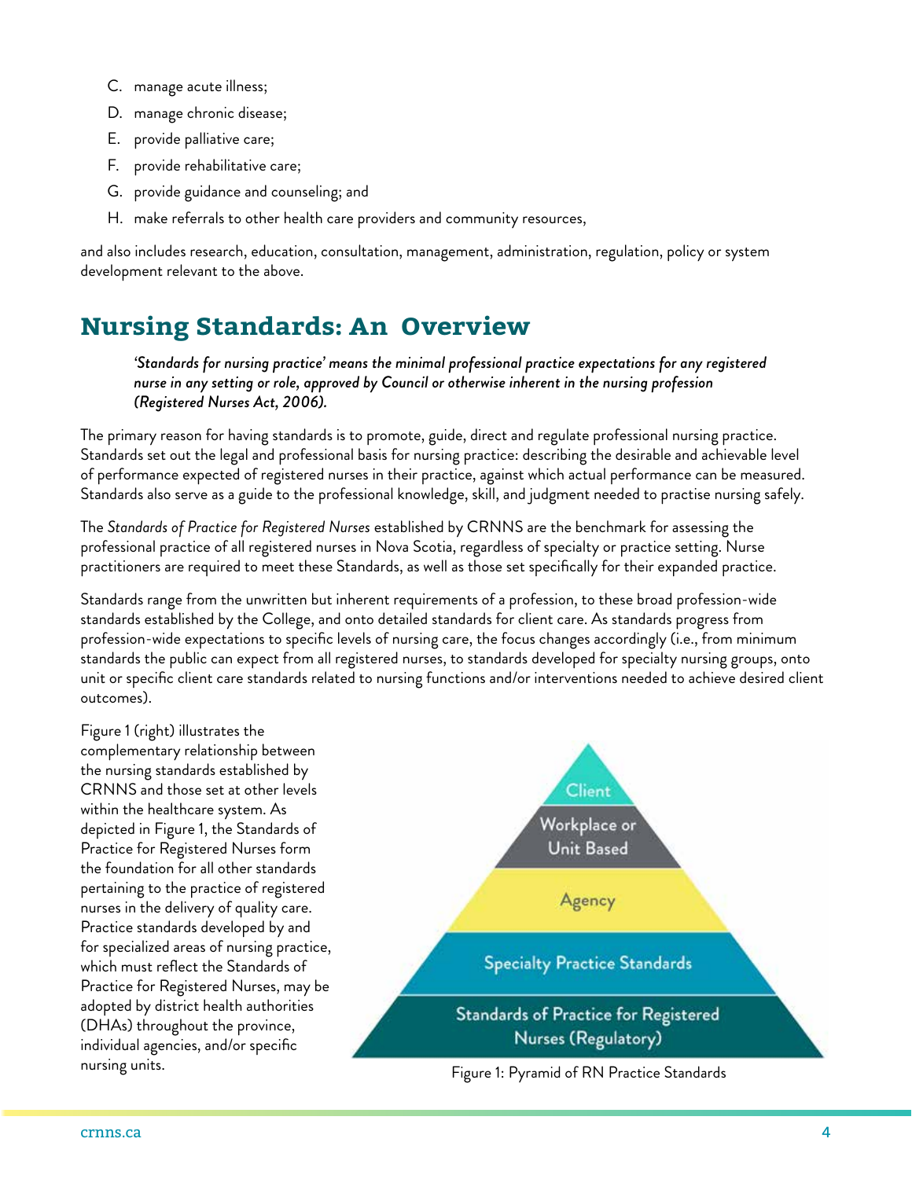C. manage acute illness;
D. manage chronic disease;
E. provide palliative care;
F. provide rehabilitative care;
G. provide guidance and counseling; and
H. make referrals to other health care providers and community resources,

and also includes research, education, consultation, management, administration, regulation, policy or system development relevant to the above.

## Nursing Standards: An Overview

> *'Standards for nursing practice' means the minimal professional practice expectations for any registered nurse in any setting or role, approved by Council or otherwise inherent in the nursing profession (Registered Nurses Act, 2006).*

The primary reason for having standards is to promote, guide, direct and regulate professional nursing practice. Standards set out the legal and professional basis for nursing practice: describing the desirable and achievable level of performance expected of registered nurses in their practice, against which actual performance can be measured. Standards also serve as a guide to the professional knowledge, skill, and judgment needed to practise nursing safely.

The *Standards of Practice for Registered Nurses* established by CRNNS are the benchmark for assessing the professional practice of all registered nurses in Nova Scotia, regardless of specialty or practice setting. Nurse practitioners are required to meet these Standards, as well as those set specifically for their expanded practice.

Standards range from the unwritten but inherent requirements of a profession, to these broad profession-wide standards established by the College, and onto detailed standards for client care. As standards progress from profession-wide expectations to specific levels of nursing care, the focus changes accordingly (i.e., from minimum standards the public can expect from all registered nurses, to standards developed for specialty nursing groups, onto unit or specific client care standards related to nursing functions and/or interventions needed to achieve desired client outcomes).

Figure 1 (right) illustrates the complementary relationship between the nursing standards established by CRNNS and those set at other levels within the healthcare system. As depicted in Figure 1, the Standards of Practice for Registered Nurses form the foundation for all other standards pertaining to the practice of registered nurses in the delivery of quality care. Practice standards developed by and for specialized areas of nursing practice, which must reflect the Standards of Practice for Registered Nurses, may be adopted by district health authorities (DHAs) throughout the province, individual agencies, and/or specific nursing units.

Client

Workplace or Unit Based

Agency

Specialty Practice Standards

Standards of Practice for Registered Nurses (Regulatory)

Figure 1: Pyramid of RN Practice Standards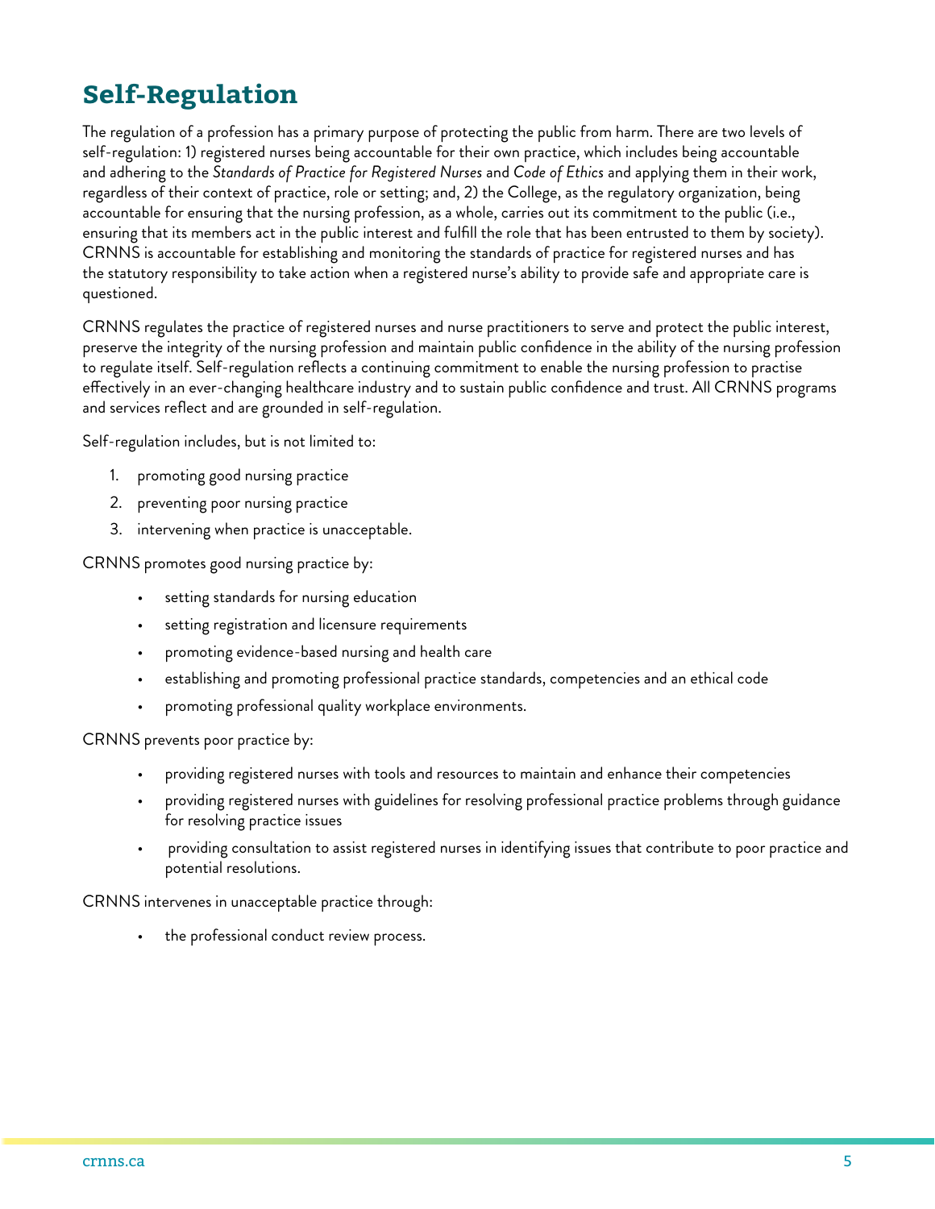# Self-Regulation

The regulation of a profession has a primary purpose of protecting the public from harm. There are two levels of self-regulation: 1) registered nurses being accountable for their own practice, which includes being accountable and adhering to the *Standards of Practice for Registered Nurses* and *Code of Ethics* and applying them in their work, regardless of their context of practice, role or setting; and, 2) the College, as the regulatory organization, being accountable for ensuring that the nursing profession, as a whole, carries out its commitment to the public (i.e., ensuring that its members act in the public interest and fulfill the role that has been entrusted to them by society). CRNNS is accountable for establishing and monitoring the standards of practice for registered nurses and has the statutory responsibility to take action when a registered nurse's ability to provide safe and appropriate care is questioned.

CRNNS regulates the practice of registered nurses and nurse practitioners to serve and protect the public interest, preserve the integrity of the nursing profession and maintain public confidence in the ability of the nursing profession to regulate itself. Self-regulation reflects a continuing commitment to enable the nursing profession to practise effectively in an ever-changing healthcare industry and to sustain public confidence and trust. All CRNNS programs and services reflect and are grounded in self-regulation.

Self-regulation includes, but is not limited to:

1. promoting good nursing practice
2. preventing poor nursing practice
3. intervening when practice is unacceptable.

CRNNS promotes good nursing practice by:

- setting standards for nursing education
- setting registration and licensure requirements
- promoting evidence-based nursing and health care
- establishing and promoting professional practice standards, competencies and an ethical code
- promoting professional quality workplace environments.

CRNNS prevents poor practice by:

- providing registered nurses with tools and resources to maintain and enhance their competencies
- providing registered nurses with guidelines for resolving professional practice problems through guidance for resolving practice issues
- providing consultation to assist registered nurses in identifying issues that contribute to poor practice and potential resolutions.

CRNNS intervenes in unacceptable practice through:

- the professional conduct review process.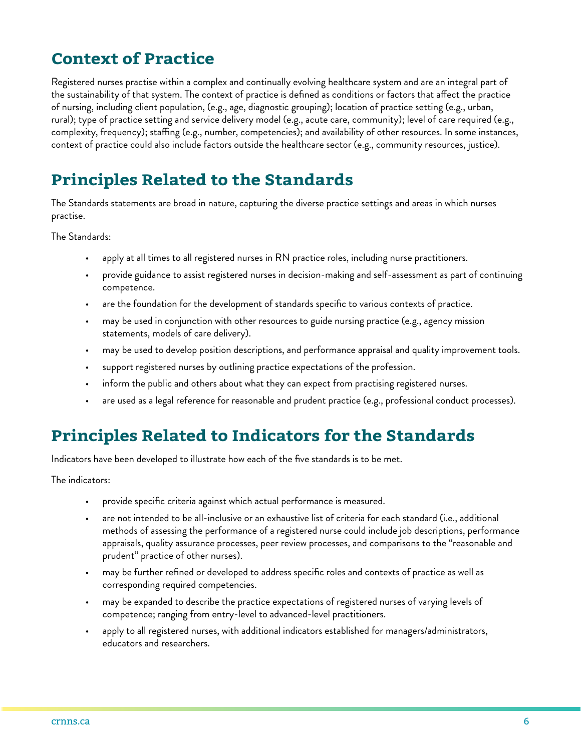## Context of Practice

Registered nurses practise within a complex and continually evolving healthcare system and are an integral part of the sustainability of that system. The context of practice is defined as conditions or factors that affect the practice of nursing, including client population, (e.g., age, diagnostic grouping); location of practice setting (e.g., urban, rural); type of practice setting and service delivery model (e.g., acute care, community); level of care required (e.g., complexity, frequency); staffing (e.g., number, competencies); and availability of other resources. In some instances, context of practice could also include factors outside the healthcare sector (e.g., community resources, justice).

## Principles Related to the Standards

The Standards statements are broad in nature, capturing the diverse practice settings and areas in which nurses practise.

The Standards:

- apply at all times to all registered nurses in RN practice roles, including nurse practitioners.
- provide guidance to assist registered nurses in decision-making and self-assessment as part of continuing competence.
- are the foundation for the development of standards specific to various contexts of practice.
- may be used in conjunction with other resources to guide nursing practice (e.g., agency mission statements, models of care delivery).
- may be used to develop position descriptions, and performance appraisal and quality improvement tools.
- support registered nurses by outlining practice expectations of the profession.
- inform the public and others about what they can expect from practising registered nurses.
- are used as a legal reference for reasonable and prudent practice (e.g., professional conduct processes).

## Principles Related to Indicators for the Standards

Indicators have been developed to illustrate how each of the five standards is to be met.

The indicators:

- provide specific criteria against which actual performance is measured.
- are not intended to be all-inclusive or an exhaustive list of criteria for each standard (i.e., additional methods of assessing the performance of a registered nurse could include job descriptions, performance appraisals, quality assurance processes, peer review processes, and comparisons to the "reasonable and prudent" practice of other nurses).
- may be further refined or developed to address specific roles and contexts of practice as well as corresponding required competencies.
- may be expanded to describe the practice expectations of registered nurses of varying levels of competence; ranging from entry-level to advanced-level practitioners.
- apply to all registered nurses, with additional indicators established for managers/administrators, educators and researchers.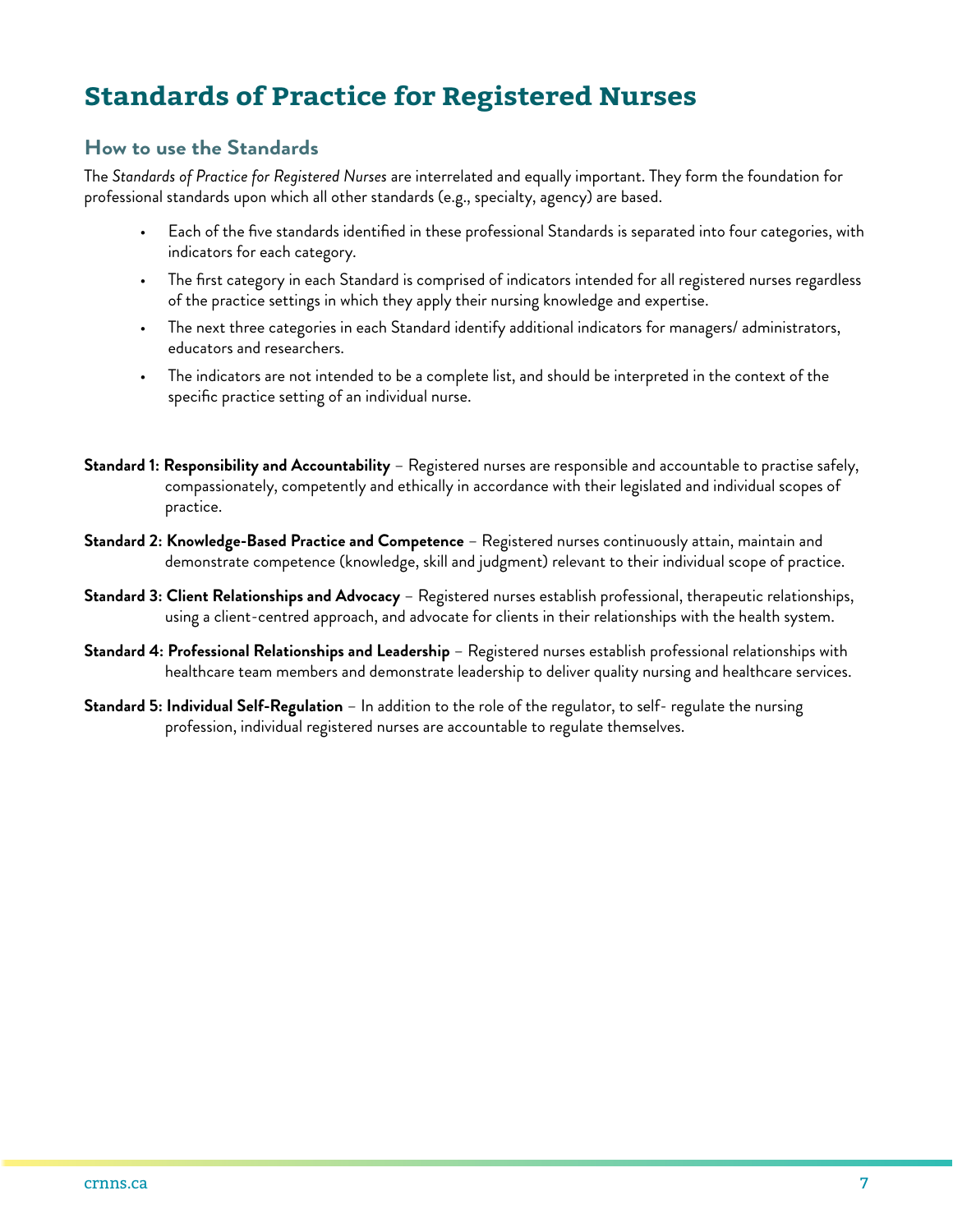# Standards of Practice for Registered Nurses

## How to use the Standards

The *Standards of Practice for Registered Nurses* are interrelated and equally important. They form the foundation for professional standards upon which all other standards (e.g., specialty, agency) are based.

- Each of the five standards identified in these professional Standards is separated into four categories, with indicators for each category.
- The first category in each Standard is comprised of indicators intended for all registered nurses regardless of the practice settings in which they apply their nursing knowledge and expertise.
- The next three categories in each Standard identify additional indicators for managers/ administrators, educators and researchers.
- The indicators are not intended to be a complete list, and should be interpreted in the context of the specific practice setting of an individual nurse.

**Standard 1: Responsibility and Accountability** – Registered nurses are responsible and accountable to practise safely, compassionately, competently and ethically in accordance with their legislated and individual scopes of practice.

**Standard 2: Knowledge-Based Practice and Competence** – Registered nurses continuously attain, maintain and demonstrate competence (knowledge, skill and judgment) relevant to their individual scope of practice.

**Standard 3: Client Relationships and Advocacy** – Registered nurses establish professional, therapeutic relationships, using a client-centred approach, and advocate for clients in their relationships with the health system.

**Standard 4: Professional Relationships and Leadership** – Registered nurses establish professional relationships with healthcare team members and demonstrate leadership to deliver quality nursing and healthcare services.

**Standard 5: Individual Self-Regulation** – In addition to the role of the regulator, to self- regulate the nursing profession, individual registered nurses are accountable to regulate themselves.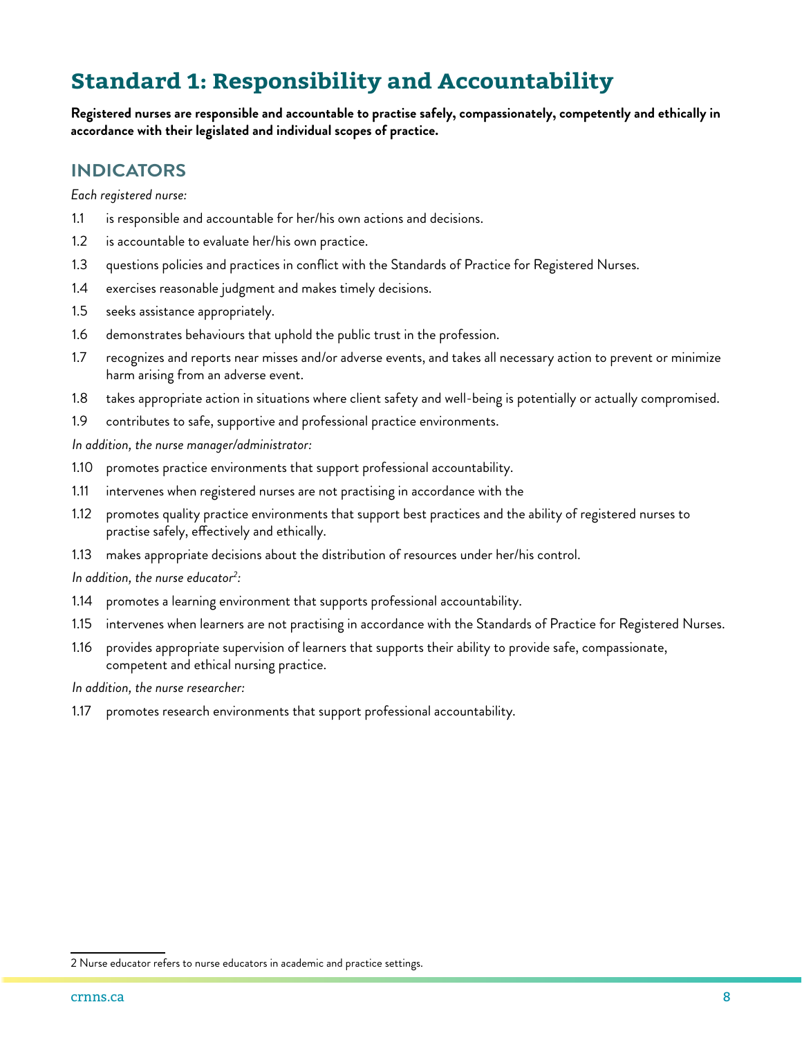# Standard 1: Responsibility and Accountability

**Registered nurses are responsible and accountable to practise safely, compassionately, competently and ethically in accordance with their legislated and individual scopes of practice.**

## INDICATORS

*Each registered nurse:*

1.1 is responsible and accountable for her/his own actions and decisions.

1.2 is accountable to evaluate her/his own practice.

1.3 questions policies and practices in conflict with the Standards of Practice for Registered Nurses.

1.4 exercises reasonable judgment and makes timely decisions.

1.5 seeks assistance appropriately.

1.6 demonstrates behaviours that uphold the public trust in the profession.

1.7 recognizes and reports near misses and/or adverse events, and takes all necessary action to prevent or minimize harm arising from an adverse event.

1.8 takes appropriate action in situations where client safety and well-being is potentially or actually compromised.

1.9 contributes to safe, supportive and professional practice environments.

*In addition, the nurse manager/administrator:*

1.10 promotes practice environments that support professional accountability.

1.11 intervenes when registered nurses are not practising in accordance with the

1.12 promotes quality practice environments that support best practices and the ability of registered nurses to practise safely, effectively and ethically.

1.13 makes appropriate decisions about the distribution of resources under her/his control.

*In addition, the nurse educator[2]:*

1.14 promotes a learning environment that supports professional accountability.

1.15 intervenes when learners are not practising in accordance with the Standards of Practice for Registered Nurses.

1.16 provides appropriate supervision of learners that supports their ability to provide safe, compassionate, competent and ethical nursing practice.

*In addition, the nurse researcher:*

1.17 promotes research environments that support professional accountability.

---

2 Nurse educator refers to nurse educators in academic and practice settings.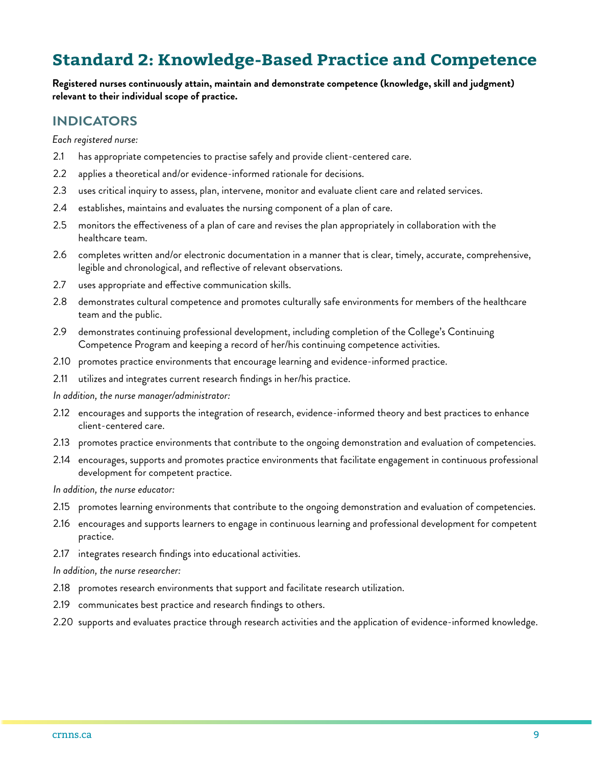# Standard 2: Knowledge-Based Practice and Competence

**Registered nurses continuously attain, maintain and demonstrate competence (knowledge, skill and judgment) relevant to their individual scope of practice.**

## INDICATORS

*Each registered nurse:*

2.1 has appropriate competencies to practise safely and provide client-centered care.

2.2 applies a theoretical and/or evidence-informed rationale for decisions.

2.3 uses critical inquiry to assess, plan, intervene, monitor and evaluate client care and related services.

2.4 establishes, maintains and evaluates the nursing component of a plan of care.

2.5 monitors the effectiveness of a plan of care and revises the plan appropriately in collaboration with the healthcare team.

2.6 completes written and/or electronic documentation in a manner that is clear, timely, accurate, comprehensive, legible and chronological, and reflective of relevant observations.

2.7 uses appropriate and effective communication skills.

2.8 demonstrates cultural competence and promotes culturally safe environments for members of the healthcare team and the public.

2.9 demonstrates continuing professional development, including completion of the College's Continuing Competence Program and keeping a record of her/his continuing competence activities.

2.10 promotes practice environments that encourage learning and evidence-informed practice.

2.11 utilizes and integrates current research findings in her/his practice.

*In addition, the nurse manager/administrator:*

2.12 encourages and supports the integration of research, evidence-informed theory and best practices to enhance client-centered care.

2.13 promotes practice environments that contribute to the ongoing demonstration and evaluation of competencies.

2.14 encourages, supports and promotes practice environments that facilitate engagement in continuous professional development for competent practice.

*In addition, the nurse educator:*

2.15 promotes learning environments that contribute to the ongoing demonstration and evaluation of competencies.

2.16 encourages and supports learners to engage in continuous learning and professional development for competent practice.

2.17 integrates research findings into educational activities.

*In addition, the nurse researcher:*

2.18 promotes research environments that support and facilitate research utilization.

2.19 communicates best practice and research findings to others.

2.20 supports and evaluates practice through research activities and the application of evidence-informed knowledge.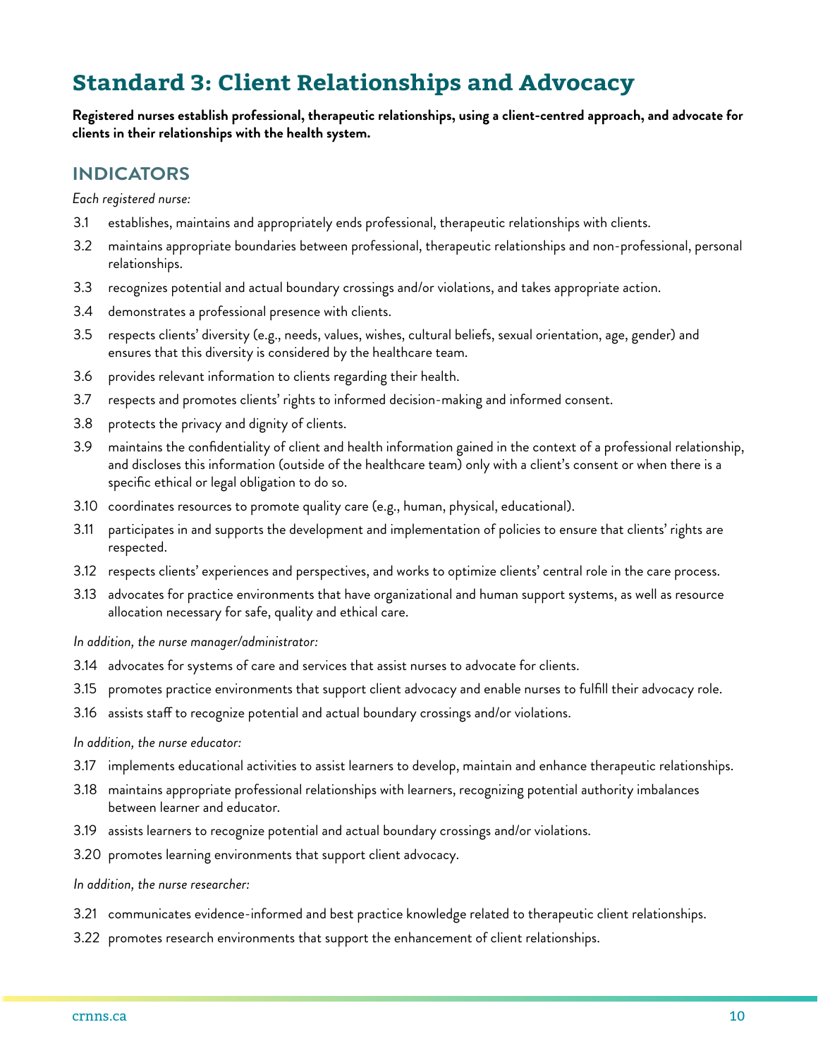# Standard 3: Client Relationships and Advocacy

**Registered nurses establish professional, therapeutic relationships, using a client-centred approach, and advocate for clients in their relationships with the health system.**

## INDICATORS

*Each registered nurse:*

3.1 establishes, maintains and appropriately ends professional, therapeutic relationships with clients.

3.2 maintains appropriate boundaries between professional, therapeutic relationships and non-professional, personal relationships.

3.3 recognizes potential and actual boundary crossings and/or violations, and takes appropriate action.

3.4 demonstrates a professional presence with clients.

3.5 respects clients' diversity (e.g., needs, values, wishes, cultural beliefs, sexual orientation, age, gender) and ensures that this diversity is considered by the healthcare team.

3.6 provides relevant information to clients regarding their health.

3.7 respects and promotes clients' rights to informed decision-making and informed consent.

3.8 protects the privacy and dignity of clients.

3.9 maintains the confidentiality of client and health information gained in the context of a professional relationship, and discloses this information (outside of the healthcare team) only with a client's consent or when there is a specific ethical or legal obligation to do so.

3.10 coordinates resources to promote quality care (e.g., human, physical, educational).

3.11 participates in and supports the development and implementation of policies to ensure that clients' rights are respected.

3.12 respects clients' experiences and perspectives, and works to optimize clients' central role in the care process.

3.13 advocates for practice environments that have organizational and human support systems, as well as resource allocation necessary for safe, quality and ethical care.

*In addition, the nurse manager/administrator:*

3.14 advocates for systems of care and services that assist nurses to advocate for clients.

3.15 promotes practice environments that support client advocacy and enable nurses to fulfill their advocacy role.

3.16 assists staff to recognize potential and actual boundary crossings and/or violations.

*In addition, the nurse educator:*

3.17 implements educational activities to assist learners to develop, maintain and enhance therapeutic relationships.

3.18 maintains appropriate professional relationships with learners, recognizing potential authority imbalances between learner and educator.

3.19 assists learners to recognize potential and actual boundary crossings and/or violations.

3.20 promotes learning environments that support client advocacy.

*In addition, the nurse researcher:*

3.21 communicates evidence-informed and best practice knowledge related to therapeutic client relationships.

3.22 promotes research environments that support the enhancement of client relationships.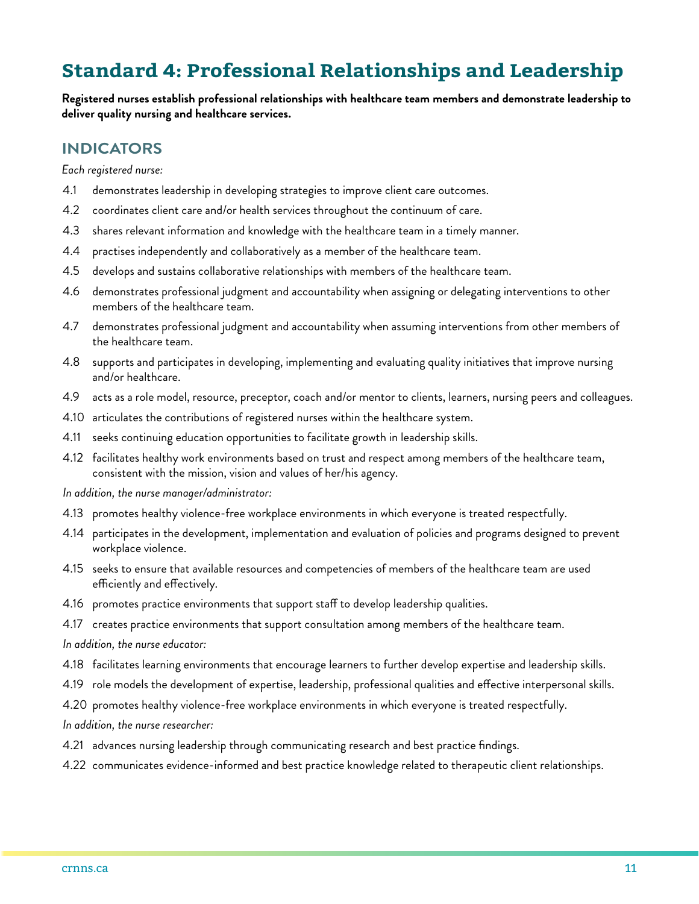# Standard 4: Professional Relationships and Leadership

**Registered nurses establish professional relationships with healthcare team members and demonstrate leadership to deliver quality nursing and healthcare services.**

## INDICATORS

*Each registered nurse:*

4.1 demonstrates leadership in developing strategies to improve client care outcomes.

4.2 coordinates client care and/or health services throughout the continuum of care.

4.3 shares relevant information and knowledge with the healthcare team in a timely manner.

4.4 practises independently and collaboratively as a member of the healthcare team.

4.5 develops and sustains collaborative relationships with members of the healthcare team.

4.6 demonstrates professional judgment and accountability when assigning or delegating interventions to other members of the healthcare team.

4.7 demonstrates professional judgment and accountability when assuming interventions from other members of the healthcare team.

4.8 supports and participates in developing, implementing and evaluating quality initiatives that improve nursing and/or healthcare.

4.9 acts as a role model, resource, preceptor, coach and/or mentor to clients, learners, nursing peers and colleagues.

4.10 articulates the contributions of registered nurses within the healthcare system.

4.11 seeks continuing education opportunities to facilitate growth in leadership skills.

4.12 facilitates healthy work environments based on trust and respect among members of the healthcare team, consistent with the mission, vision and values of her/his agency.

*In addition, the nurse manager/administrator:*

4.13 promotes healthy violence-free workplace environments in which everyone is treated respectfully.

4.14 participates in the development, implementation and evaluation of policies and programs designed to prevent workplace violence.

4.15 seeks to ensure that available resources and competencies of members of the healthcare team are used efficiently and effectively.

4.16 promotes practice environments that support staff to develop leadership qualities.

4.17 creates practice environments that support consultation among members of the healthcare team.

*In addition, the nurse educator:*

4.18 facilitates learning environments that encourage learners to further develop expertise and leadership skills.

4.19 role models the development of expertise, leadership, professional qualities and effective interpersonal skills.

4.20 promotes healthy violence-free workplace environments in which everyone is treated respectfully.

*In addition, the nurse researcher:*

4.21 advances nursing leadership through communicating research and best practice findings.

4.22 communicates evidence-informed and best practice knowledge related to therapeutic client relationships.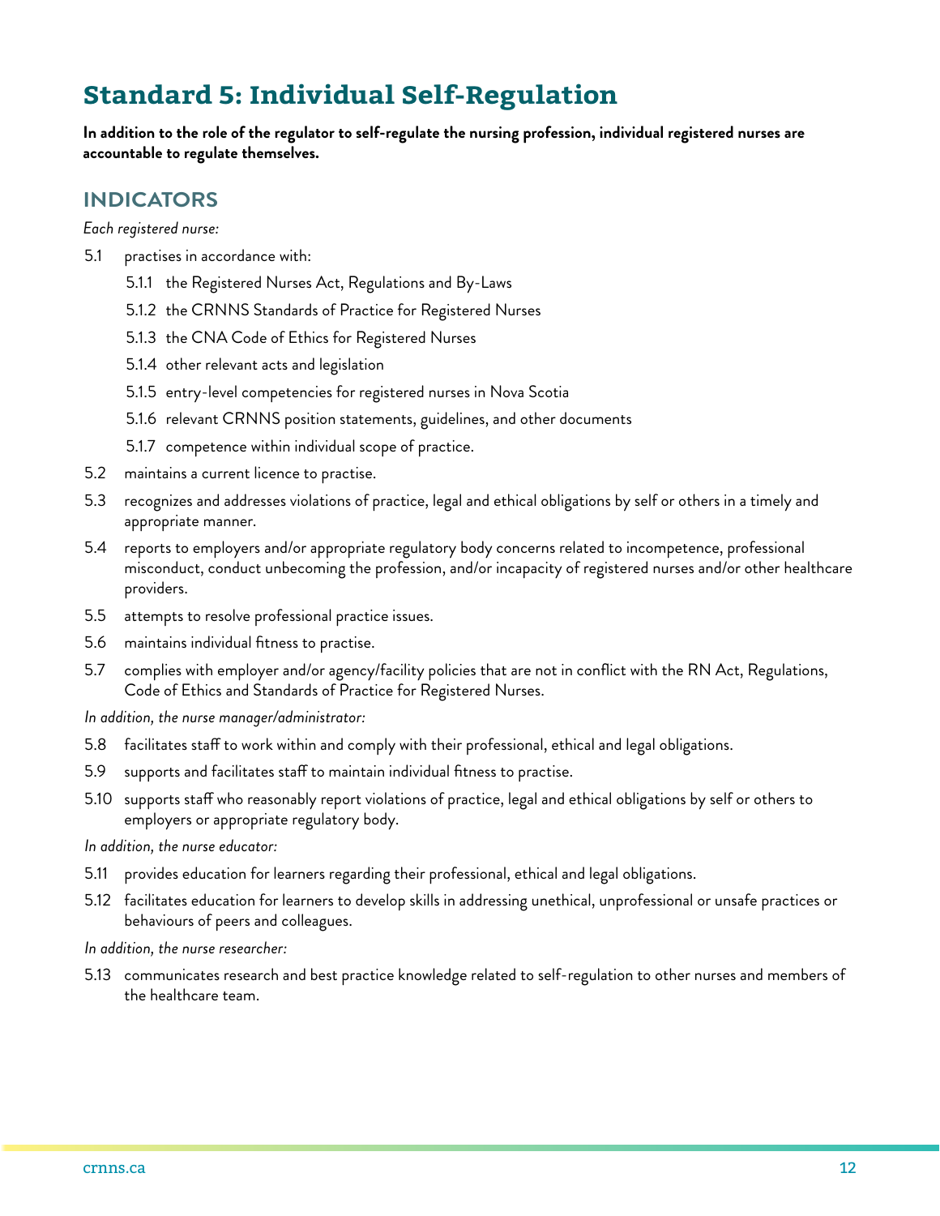# Standard 5: Individual Self-Regulation

**In addition to the role of the regulator to self-regulate the nursing profession, individual registered nurses are accountable to regulate themselves.**

## INDICATORS

*Each registered nurse:*

5.1 practises in accordance with:

- 5.1.1 the Registered Nurses Act, Regulations and By-Laws
- 5.1.2 the CRNNS Standards of Practice for Registered Nurses
- 5.1.3 the CNA Code of Ethics for Registered Nurses
- 5.1.4 other relevant acts and legislation
- 5.1.5 entry-level competencies for registered nurses in Nova Scotia
- 5.1.6 relevant CRNNS position statements, guidelines, and other documents
- 5.1.7 competence within individual scope of practice.

5.2 maintains a current licence to practise.

5.3 recognizes and addresses violations of practice, legal and ethical obligations by self or others in a timely and appropriate manner.

5.4 reports to employers and/or appropriate regulatory body concerns related to incompetence, professional misconduct, conduct unbecoming the profession, and/or incapacity of registered nurses and/or other healthcare providers.

5.5 attempts to resolve professional practice issues.

5.6 maintains individual fitness to practise.

5.7 complies with employer and/or agency/facility policies that are not in conflict with the RN Act, Regulations, Code of Ethics and Standards of Practice for Registered Nurses.

*In addition, the nurse manager/administrator:*

5.8 facilitates staff to work within and comply with their professional, ethical and legal obligations.

5.9 supports and facilitates staff to maintain individual fitness to practise.

5.10 supports staff who reasonably report violations of practice, legal and ethical obligations by self or others to employers or appropriate regulatory body.

*In addition, the nurse educator:*

5.11 provides education for learners regarding their professional, ethical and legal obligations.

5.12 facilitates education for learners to develop skills in addressing unethical, unprofessional or unsafe practices or behaviours of peers and colleagues.

*In addition, the nurse researcher:*

5.13 communicates research and best practice knowledge related to self-regulation to other nurses and members of the healthcare team.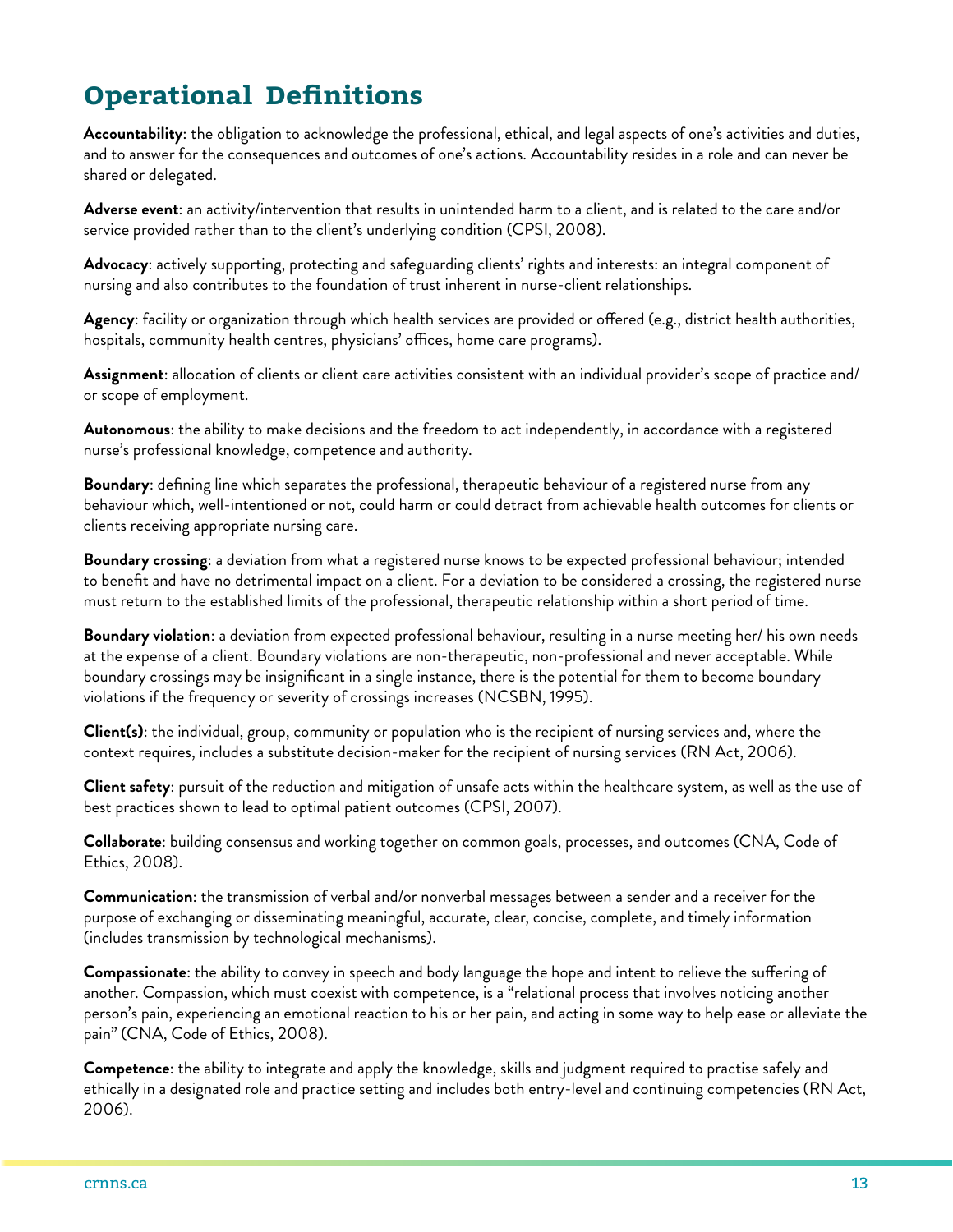# Operational Definitions

**Accountability**: the obligation to acknowledge the professional, ethical, and legal aspects of one's activities and duties, and to answer for the consequences and outcomes of one's actions. Accountability resides in a role and can never be shared or delegated.

**Adverse event**: an activity/intervention that results in unintended harm to a client, and is related to the care and/or service provided rather than to the client's underlying condition (CPSI, 2008).

**Advocacy**: actively supporting, protecting and safeguarding clients' rights and interests: an integral component of nursing and also contributes to the foundation of trust inherent in nurse-client relationships.

**Agency**: facility or organization through which health services are provided or offered (e.g., district health authorities, hospitals, community health centres, physicians' offices, home care programs).

**Assignment**: allocation of clients or client care activities consistent with an individual provider's scope of practice and/ or scope of employment.

**Autonomous**: the ability to make decisions and the freedom to act independently, in accordance with a registered nurse's professional knowledge, competence and authority.

**Boundary**: defining line which separates the professional, therapeutic behaviour of a registered nurse from any behaviour which, well-intentioned or not, could harm or could detract from achievable health outcomes for clients or clients receiving appropriate nursing care.

**Boundary crossing**: a deviation from what a registered nurse knows to be expected professional behaviour; intended to benefit and have no detrimental impact on a client. For a deviation to be considered a crossing, the registered nurse must return to the established limits of the professional, therapeutic relationship within a short period of time.

**Boundary violation**: a deviation from expected professional behaviour, resulting in a nurse meeting her/ his own needs at the expense of a client. Boundary violations are non-therapeutic, non-professional and never acceptable. While boundary crossings may be insignificant in a single instance, there is the potential for them to become boundary violations if the frequency or severity of crossings increases (NCSBN, 1995).

**Client(s)**: the individual, group, community or population who is the recipient of nursing services and, where the context requires, includes a substitute decision-maker for the recipient of nursing services (RN Act, 2006).

**Client safety**: pursuit of the reduction and mitigation of unsafe acts within the healthcare system, as well as the use of best practices shown to lead to optimal patient outcomes (CPSI, 2007).

**Collaborate**: building consensus and working together on common goals, processes, and outcomes (CNA, Code of Ethics, 2008).

**Communication**: the transmission of verbal and/or nonverbal messages between a sender and a receiver for the purpose of exchanging or disseminating meaningful, accurate, clear, concise, complete, and timely information (includes transmission by technological mechanisms).

**Compassionate**: the ability to convey in speech and body language the hope and intent to relieve the suffering of another. Compassion, which must coexist with competence, is a "relational process that involves noticing another person's pain, experiencing an emotional reaction to his or her pain, and acting in some way to help ease or alleviate the pain" (CNA, Code of Ethics, 2008).

**Competence**: the ability to integrate and apply the knowledge, skills and judgment required to practise safely and ethically in a designated role and practice setting and includes both entry-level and continuing competencies (RN Act, 2006).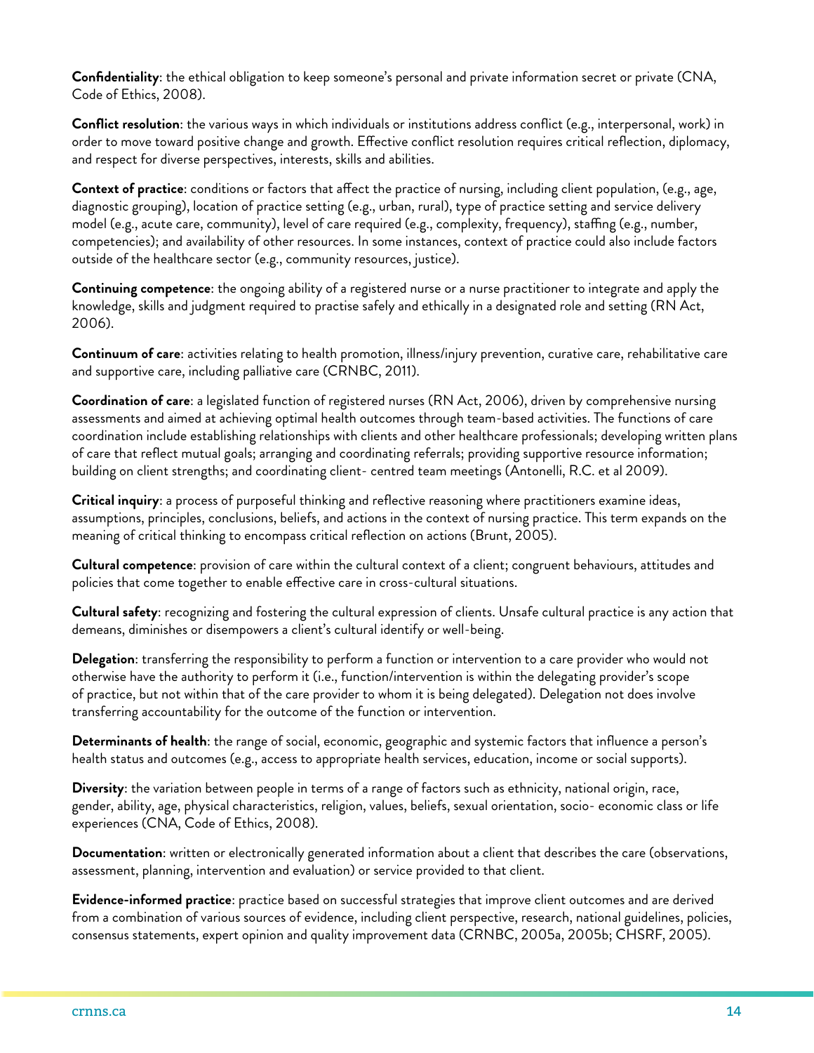**Confidentiality**: the ethical obligation to keep someone's personal and private information secret or private (CNA, Code of Ethics, 2008).

**Conflict resolution**: the various ways in which individuals or institutions address conflict (e.g., interpersonal, work) in order to move toward positive change and growth. Effective conflict resolution requires critical reflection, diplomacy, and respect for diverse perspectives, interests, skills and abilities.

**Context of practice**: conditions or factors that affect the practice of nursing, including client population, (e.g., age, diagnostic grouping), location of practice setting (e.g., urban, rural), type of practice setting and service delivery model (e.g., acute care, community), level of care required (e.g., complexity, frequency), staffing (e.g., number, competencies); and availability of other resources. In some instances, context of practice could also include factors outside of the healthcare sector (e.g., community resources, justice).

**Continuing competence**: the ongoing ability of a registered nurse or a nurse practitioner to integrate and apply the knowledge, skills and judgment required to practise safely and ethically in a designated role and setting (RN Act, 2006).

**Continuum of care**: activities relating to health promotion, illness/injury prevention, curative care, rehabilitative care and supportive care, including palliative care (CRNBC, 2011).

**Coordination of care**: a legislated function of registered nurses (RN Act, 2006), driven by comprehensive nursing assessments and aimed at achieving optimal health outcomes through team-based activities. The functions of care coordination include establishing relationships with clients and other healthcare professionals; developing written plans of care that reflect mutual goals; arranging and coordinating referrals; providing supportive resource information; building on client strengths; and coordinating client- centred team meetings (Antonelli, R.C. et al 2009).

**Critical inquiry**: a process of purposeful thinking and reflective reasoning where practitioners examine ideas, assumptions, principles, conclusions, beliefs, and actions in the context of nursing practice. This term expands on the meaning of critical thinking to encompass critical reflection on actions (Brunt, 2005).

**Cultural competence**: provision of care within the cultural context of a client; congruent behaviours, attitudes and policies that come together to enable effective care in cross-cultural situations.

**Cultural safety**: recognizing and fostering the cultural expression of clients. Unsafe cultural practice is any action that demeans, diminishes or disempowers a client's cultural identify or well-being.

**Delegation**: transferring the responsibility to perform a function or intervention to a care provider who would not otherwise have the authority to perform it (i.e., function/intervention is within the delegating provider's scope of practice, but not within that of the care provider to whom it is being delegated). Delegation not does involve transferring accountability for the outcome of the function or intervention.

**Determinants of health**: the range of social, economic, geographic and systemic factors that influence a person's health status and outcomes (e.g., access to appropriate health services, education, income or social supports).

**Diversity**: the variation between people in terms of a range of factors such as ethnicity, national origin, race, gender, ability, age, physical characteristics, religion, values, beliefs, sexual orientation, socio- economic class or life experiences (CNA, Code of Ethics, 2008).

**Documentation**: written or electronically generated information about a client that describes the care (observations, assessment, planning, intervention and evaluation) or service provided to that client.

**Evidence-informed practice**: practice based on successful strategies that improve client outcomes and are derived from a combination of various sources of evidence, including client perspective, research, national guidelines, policies, consensus statements, expert opinion and quality improvement data (CRNBC, 2005a, 2005b; CHSRF, 2005).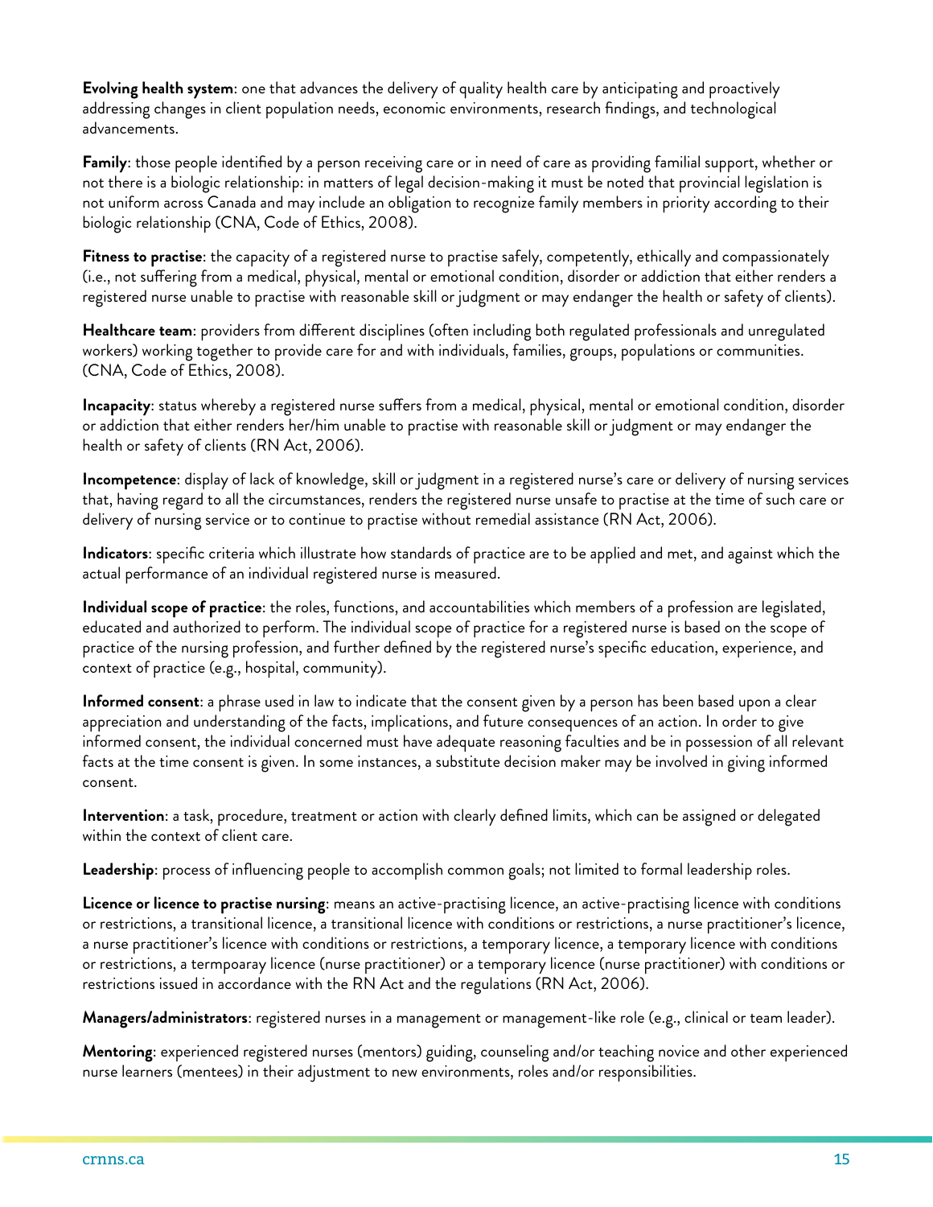**Evolving health system**: one that advances the delivery of quality health care by anticipating and proactively addressing changes in client population needs, economic environments, research findings, and technological advancements.

**Family**: those people identified by a person receiving care or in need of care as providing familial support, whether or not there is a biologic relationship: in matters of legal decision-making it must be noted that provincial legislation is not uniform across Canada and may include an obligation to recognize family members in priority according to their biologic relationship (CNA, Code of Ethics, 2008).

**Fitness to practise**: the capacity of a registered nurse to practise safely, competently, ethically and compassionately (i.e., not suffering from a medical, physical, mental or emotional condition, disorder or addiction that either renders a registered nurse unable to practise with reasonable skill or judgment or may endanger the health or safety of clients).

**Healthcare team**: providers from different disciplines (often including both regulated professionals and unregulated workers) working together to provide care for and with individuals, families, groups, populations or communities. (CNA, Code of Ethics, 2008).

**Incapacity**: status whereby a registered nurse suffers from a medical, physical, mental or emotional condition, disorder or addiction that either renders her/him unable to practise with reasonable skill or judgment or may endanger the health or safety of clients (RN Act, 2006).

**Incompetence**: display of lack of knowledge, skill or judgment in a registered nurse's care or delivery of nursing services that, having regard to all the circumstances, renders the registered nurse unsafe to practise at the time of such care or delivery of nursing service or to continue to practise without remedial assistance (RN Act, 2006).

**Indicators**: specific criteria which illustrate how standards of practice are to be applied and met, and against which the actual performance of an individual registered nurse is measured.

**Individual scope of practice**: the roles, functions, and accountabilities which members of a profession are legislated, educated and authorized to perform. The individual scope of practice for a registered nurse is based on the scope of practice of the nursing profession, and further defined by the registered nurse's specific education, experience, and context of practice (e.g., hospital, community).

**Informed consent**: a phrase used in law to indicate that the consent given by a person has been based upon a clear appreciation and understanding of the facts, implications, and future consequences of an action. In order to give informed consent, the individual concerned must have adequate reasoning faculties and be in possession of all relevant facts at the time consent is given. In some instances, a substitute decision maker may be involved in giving informed consent.

**Intervention**: a task, procedure, treatment or action with clearly defined limits, which can be assigned or delegated within the context of client care.

**Leadership**: process of influencing people to accomplish common goals; not limited to formal leadership roles.

**Licence or licence to practise nursing**: means an active-practising licence, an active-practising licence with conditions or restrictions, a transitional licence, a transitional licence with conditions or restrictions, a nurse practitioner's licence, a nurse practitioner's licence with conditions or restrictions, a temporary licence, a temporary licence with conditions or restrictions, a termpoaray licence (nurse practitioner) or a temporary licence (nurse practitioner) with conditions or restrictions issued in accordance with the RN Act and the regulations (RN Act, 2006).

**Managers/administrators**: registered nurses in a management or management-like role (e.g., clinical or team leader).

**Mentoring**: experienced registered nurses (mentors) guiding, counseling and/or teaching novice and other experienced nurse learners (mentees) in their adjustment to new environments, roles and/or responsibilities.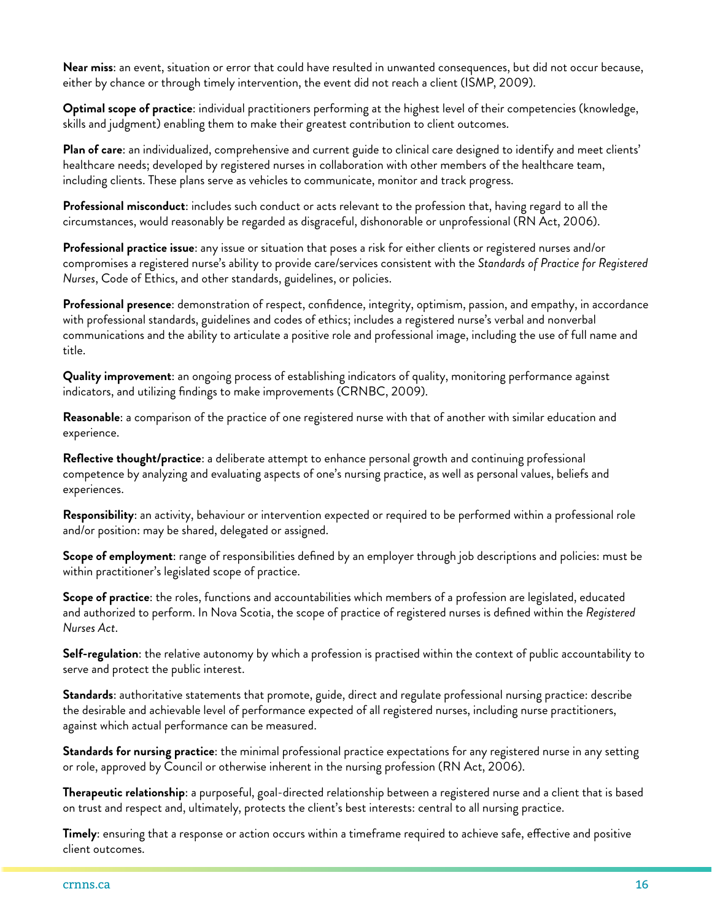**Near miss**: an event, situation or error that could have resulted in unwanted consequences, but did not occur because, either by chance or through timely intervention, the event did not reach a client (ISMP, 2009).

**Optimal scope of practice**: individual practitioners performing at the highest level of their competencies (knowledge, skills and judgment) enabling them to make their greatest contribution to client outcomes.

**Plan of care**: an individualized, comprehensive and current guide to clinical care designed to identify and meet clients' healthcare needs; developed by registered nurses in collaboration with other members of the healthcare team, including clients. These plans serve as vehicles to communicate, monitor and track progress.

**Professional misconduct**: includes such conduct or acts relevant to the profession that, having regard to all the circumstances, would reasonably be regarded as disgraceful, dishonorable or unprofessional (RN Act, 2006).

**Professional practice issue**: any issue or situation that poses a risk for either clients or registered nurses and/or compromises a registered nurse's ability to provide care/services consistent with the *Standards of Practice for Registered Nurses*, Code of Ethics, and other standards, guidelines, or policies.

**Professional presence**: demonstration of respect, confidence, integrity, optimism, passion, and empathy, in accordance with professional standards, guidelines and codes of ethics; includes a registered nurse's verbal and nonverbal communications and the ability to articulate a positive role and professional image, including the use of full name and title.

**Quality improvement**: an ongoing process of establishing indicators of quality, monitoring performance against indicators, and utilizing findings to make improvements (CRNBC, 2009).

**Reasonable**: a comparison of the practice of one registered nurse with that of another with similar education and experience.

**Reflective thought/practice**: a deliberate attempt to enhance personal growth and continuing professional competence by analyzing and evaluating aspects of one's nursing practice, as well as personal values, beliefs and experiences.

**Responsibility**: an activity, behaviour or intervention expected or required to be performed within a professional role and/or position: may be shared, delegated or assigned.

**Scope of employment**: range of responsibilities defined by an employer through job descriptions and policies: must be within practitioner's legislated scope of practice.

**Scope of practice**: the roles, functions and accountabilities which members of a profession are legislated, educated and authorized to perform. In Nova Scotia, the scope of practice of registered nurses is defined within the *Registered Nurses Act*.

**Self-regulation**: the relative autonomy by which a profession is practised within the context of public accountability to serve and protect the public interest.

**Standards**: authoritative statements that promote, guide, direct and regulate professional nursing practice: describe the desirable and achievable level of performance expected of all registered nurses, including nurse practitioners, against which actual performance can be measured.

**Standards for nursing practice**: the minimal professional practice expectations for any registered nurse in any setting or role, approved by Council or otherwise inherent in the nursing profession (RN Act, 2006).

**Therapeutic relationship**: a purposeful, goal-directed relationship between a registered nurse and a client that is based on trust and respect and, ultimately, protects the client's best interests: central to all nursing practice.

**Timely**: ensuring that a response or action occurs within a timeframe required to achieve safe, effective and positive client outcomes.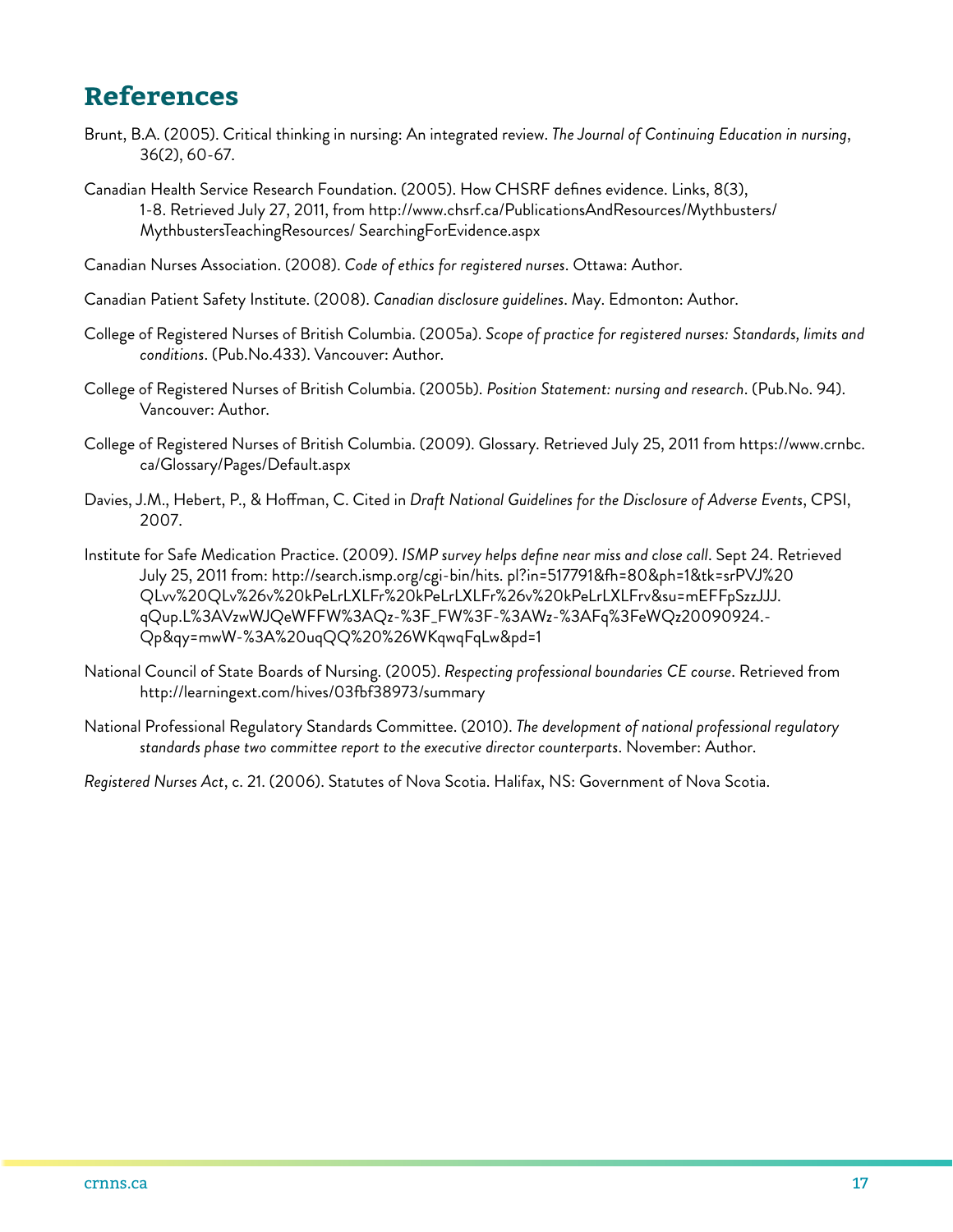# References

Brunt, B.A. (2005). Critical thinking in nursing: An integrated review. *The Journal of Continuing Education in nursing*, 36(2), 60-67.

Canadian Health Service Research Foundation. (2005). How CHSRF defines evidence. Links, 8(3), 1-8. Retrieved July 27, 2011, from http://www.chsrf.ca/PublicationsAndResources/Mythbusters/MythbustersTeachingResources/ SearchingForEvidence.aspx

Canadian Nurses Association. (2008). *Code of ethics for registered nurses*. Ottawa: Author.

Canadian Patient Safety Institute. (2008). *Canadian disclosure guidelines*. May. Edmonton: Author.

College of Registered Nurses of British Columbia. (2005a). *Scope of practice for registered nurses: Standards, limits and conditions*. (Pub.No.433). Vancouver: Author.

College of Registered Nurses of British Columbia. (2005b). *Position Statement: nursing and research*. (Pub.No. 94). Vancouver: Author.

College of Registered Nurses of British Columbia. (2009). Glossary. Retrieved July 25, 2011 from https://www.crnbc.ca/Glossary/Pages/Default.aspx

Davies, J.M., Hebert, P., & Hoffman, C. Cited in *Draft National Guidelines for the Disclosure of Adverse Events*, CPSI, 2007.

Institute for Safe Medication Practice. (2009). *ISMP survey helps define near miss and close call*. Sept 24. Retrieved July 25, 2011 from: http://search.ismp.org/cgi-bin/hits. pl?in=517791&fh=80&ph=1&tk=srPVJ%20QLvv%20QLv%26v%20kPeLrLXLFr%20kPeLrLXLFr%26v%20kPeLrLXLFrv&su=mEFFpSzzJJJ.qQup.L%3AVzwWJQeWFFW%3AQz-%3F_FW%3F-%3AWz-%3AFq%3FeWQz20090924.-Qp&qy=mwW-%3A%20uqQQ%20%26WKqwqFqLw&pd=1

National Council of State Boards of Nursing. (2005). *Respecting professional boundaries CE course*. Retrieved from http://learningext.com/hives/03fbf38973/summary

National Professional Regulatory Standards Committee. (2010). *The development of national professional regulatory standards phase two committee report to the executive director counterparts*. November: Author.

*Registered Nurses Act*, c. 21. (2006). Statutes of Nova Scotia. Halifax, NS: Government of Nova Scotia.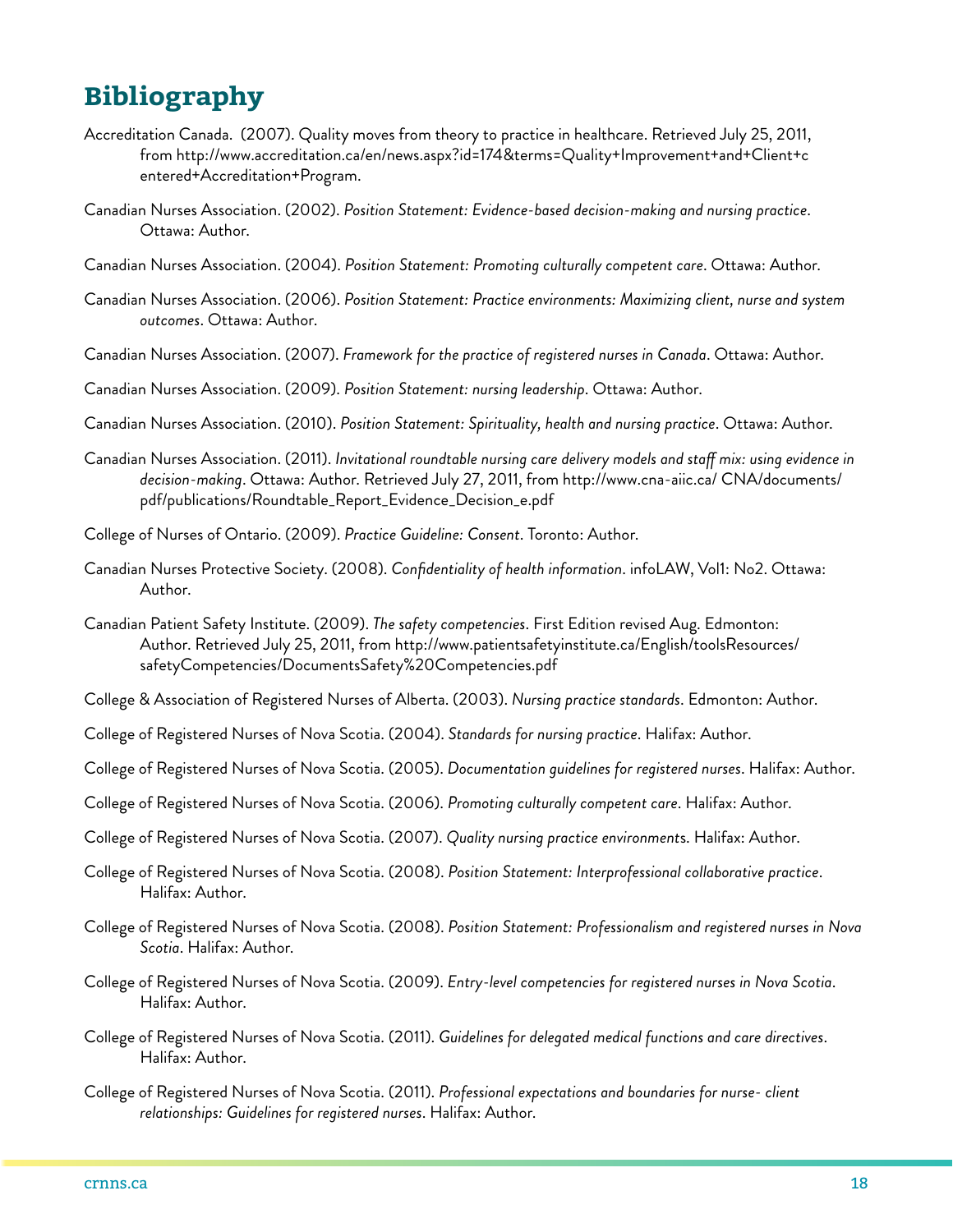# Bibliography

Accreditation Canada. (2007). Quality moves from theory to practice in healthcare. Retrieved July 25, 2011, from http://www.accreditation.ca/en/news.aspx?id=174&terms=Quality+Improvement+and+Client+centered+Accreditation+Program.

Canadian Nurses Association. (2002). *Position Statement: Evidence-based decision-making and nursing practice*. Ottawa: Author.

Canadian Nurses Association. (2004). *Position Statement: Promoting culturally competent care*. Ottawa: Author.

Canadian Nurses Association. (2006). *Position Statement: Practice environments: Maximizing client, nurse and system outcomes*. Ottawa: Author.

Canadian Nurses Association. (2007). *Framework for the practice of registered nurses in Canada*. Ottawa: Author.

Canadian Nurses Association. (2009). *Position Statement: nursing leadership*. Ottawa: Author.

Canadian Nurses Association. (2010). *Position Statement: Spirituality, health and nursing practice*. Ottawa: Author.

Canadian Nurses Association. (2011). *Invitational roundtable nursing care delivery models and staff mix: using evidence in decision-making*. Ottawa: Author. Retrieved July 27, 2011, from http://www.cna-aiic.ca/ CNA/documents/pdf/publications/Roundtable_Report_Evidence_Decision_e.pdf

College of Nurses of Ontario. (2009). *Practice Guideline: Consent*. Toronto: Author.

Canadian Nurses Protective Society. (2008). *Confidentiality of health information*. infoLAW, Vol1: No2. Ottawa: Author.

Canadian Patient Safety Institute. (2009). *The safety competencies*. First Edition revised Aug. Edmonton: Author. Retrieved July 25, 2011, from http://www.patientsafetyinstitute.ca/English/toolsResources/safetyCompetencies/DocumentsSafety%20Competencies.pdf

College & Association of Registered Nurses of Alberta. (2003). *Nursing practice standards*. Edmonton: Author.

College of Registered Nurses of Nova Scotia. (2004). *Standards for nursing practice*. Halifax: Author.

College of Registered Nurses of Nova Scotia. (2005). *Documentation guidelines for registered nurses*. Halifax: Author.

College of Registered Nurses of Nova Scotia. (2006). *Promoting culturally competent care*. Halifax: Author.

College of Registered Nurses of Nova Scotia. (2007). *Quality nursing practice environments*. Halifax: Author.

College of Registered Nurses of Nova Scotia. (2008). *Position Statement: Interprofessional collaborative practice*. Halifax: Author.

College of Registered Nurses of Nova Scotia. (2008). *Position Statement: Professionalism and registered nurses in Nova Scotia*. Halifax: Author.

College of Registered Nurses of Nova Scotia. (2009). *Entry-level competencies for registered nurses in Nova Scotia*. Halifax: Author.

College of Registered Nurses of Nova Scotia. (2011). *Guidelines for delegated medical functions and care directives*. Halifax: Author.

College of Registered Nurses of Nova Scotia. (2011). *Professional expectations and boundaries for nurse- client relationships: Guidelines for registered nurses*. Halifax: Author.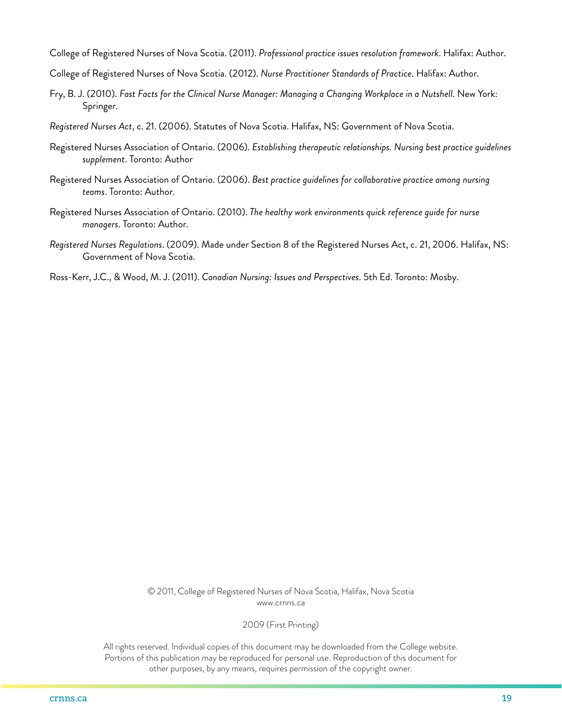College of Registered Nurses of Nova Scotia. (2011). *Professional practice issues resolution framework*. Halifax: Author.

College of Registered Nurses of Nova Scotia. (2012). *Nurse Practitioner Standards of Practice*. Halifax: Author.

Fry, B. J. (2010). *Fast Facts for the Clinical Nurse Manager: Managing a Changing Workplace in a Nutshell*. New York: Springer.

*Registered Nurses Act*, c. 21. (2006). Statutes of Nova Scotia. Halifax, NS: Government of Nova Scotia.

Registered Nurses Association of Ontario. (2006). *Establishing therapeutic relationships. Nursing best practice guidelines supplement*. Toronto: Author

Registered Nurses Association of Ontario. (2006). *Best practice guidelines for collaborative practice among nursing teams*. Toronto: Author.

Registered Nurses Association of Ontario. (2010). *The healthy work environments quick reference guide for nurse managers*. Toronto: Author.

*Registered Nurses Regulations*. (2009). Made under Section 8 of the Registered Nurses Act, c. 21, 2006. Halifax, NS: Government of Nova Scotia.

Ross-Kerr, J.C., & Wood, M. J. (2011). *Canadian Nursing: Issues and Perspectives*. 5th Ed. Toronto: Mosby.

© 2011, College of Registered Nurses of Nova Scotia, Halifax, Nova Scotia
www.crnns.ca

2009 (First Printing)

All rights reserved. Individual copies of this document may be downloaded from the College website. Portions of this publication may be reproduced for personal use. Reproduction of this document for other purposes, by any means, requires permission of the copyright owner.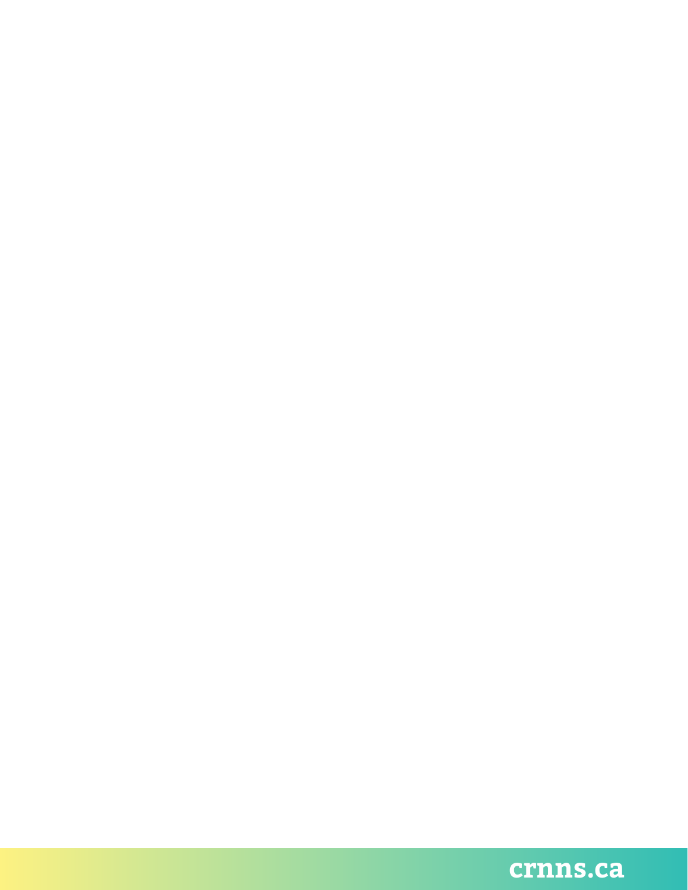crnns.ca